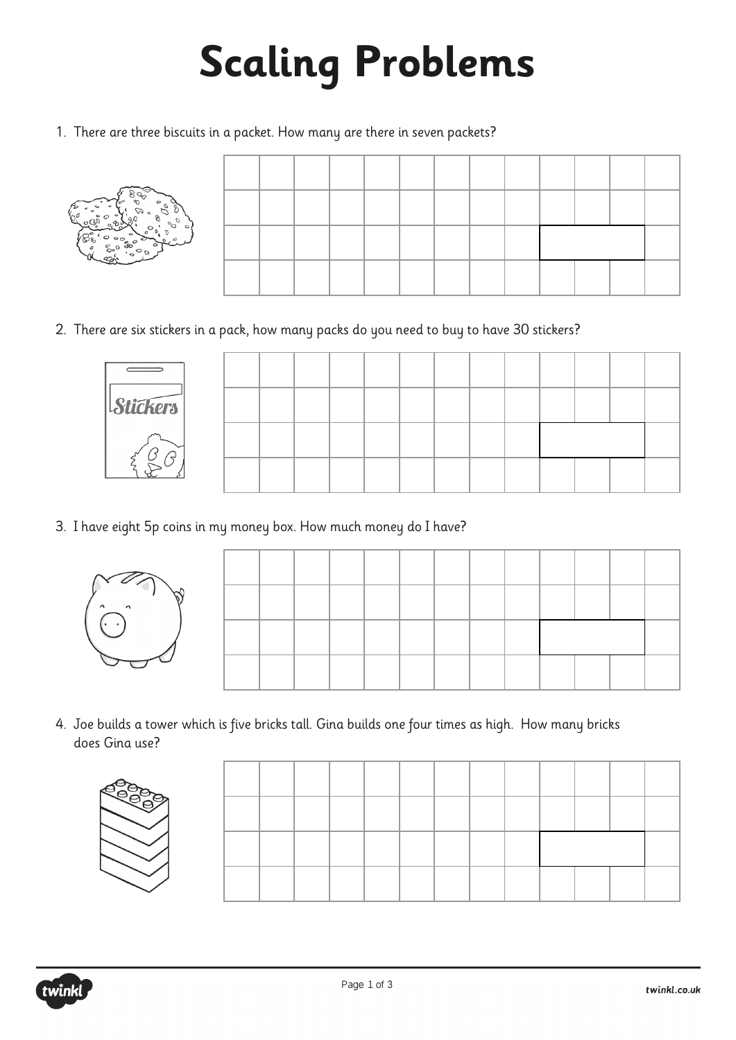# Scaling Problems

1. There are three biscuits in a packet. How many are there in seven packets?

2. There are six stickers in a pack, how many packs do you need to buy to have 30 stickers?

3. I have eight 5p coins in my money box. How much money do I have?

4. Joe builds a tower which is five bricks tall. Gina builds one four times as high. How many bricks does Gina use?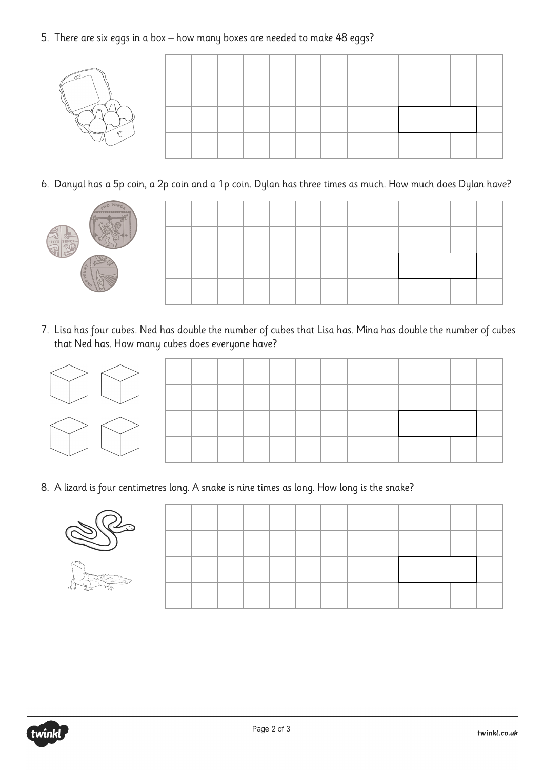5. There are six eggs in a box – how many boxes are needed to make 48 eggs?

6. Danyal has a 5p coin, a 2p coin and a 1p coin. Dylan has three times as much. How much does Dylan have?

7. Lisa has four cubes. Ned has double the number of cubes that Lisa has. Mina has double the number of cubes that Ned has. How many cubes does everyone have?

8. A lizard is four centimetres long. A snake is nine times as long. How long is the snake?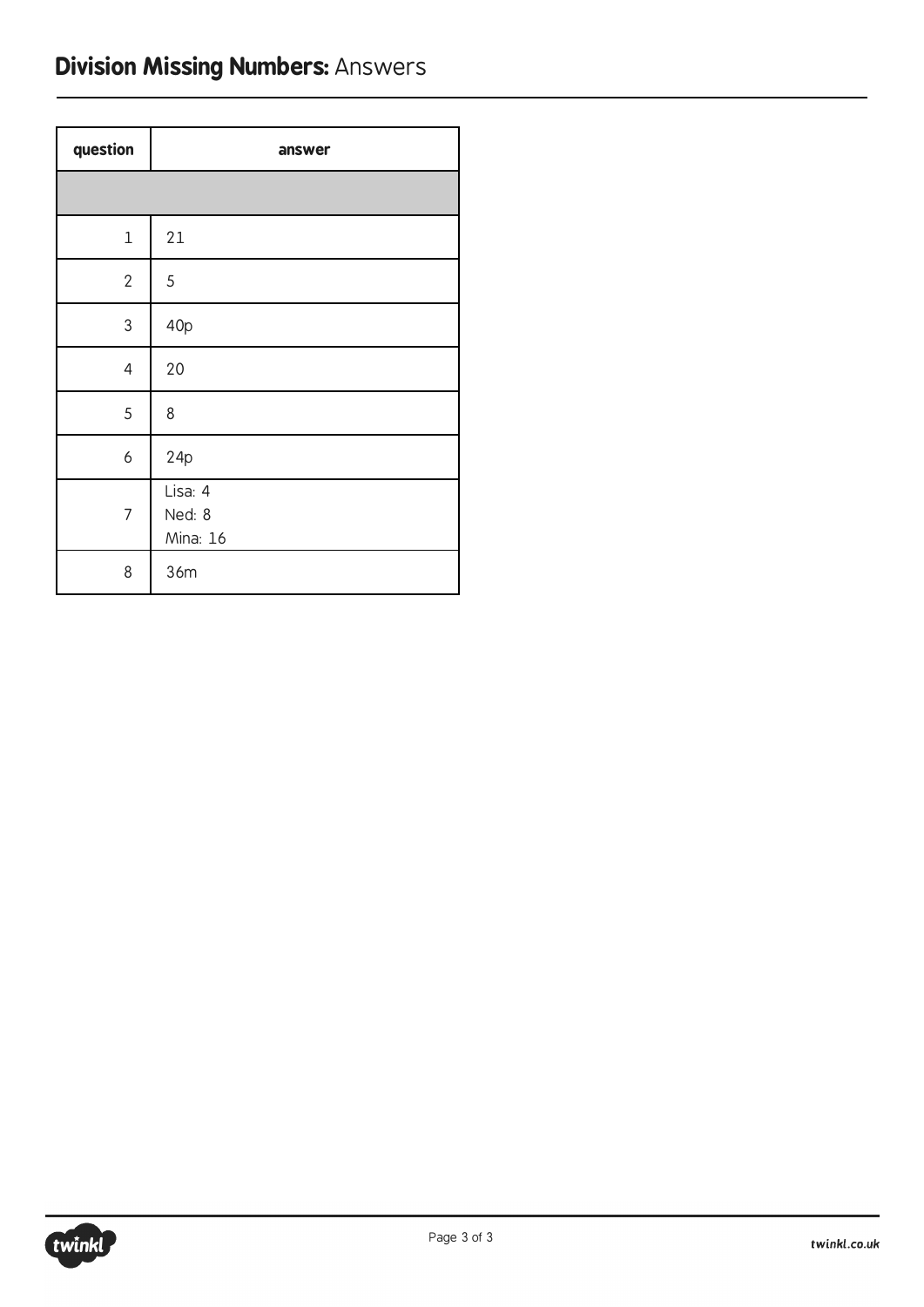# **Division Missing Numbers:** Answers

| question | answer |
|---|---|
| | |
| 1 | 21 |
| 2 | 5 |
| 3 | 40p |
| 4 | 20 |
| 5 | 8 |
| 6 | 24p |
| 7 | Lisa: 4<br>Ned: 8<br>Mina: 16 |
| 8 | 36m |